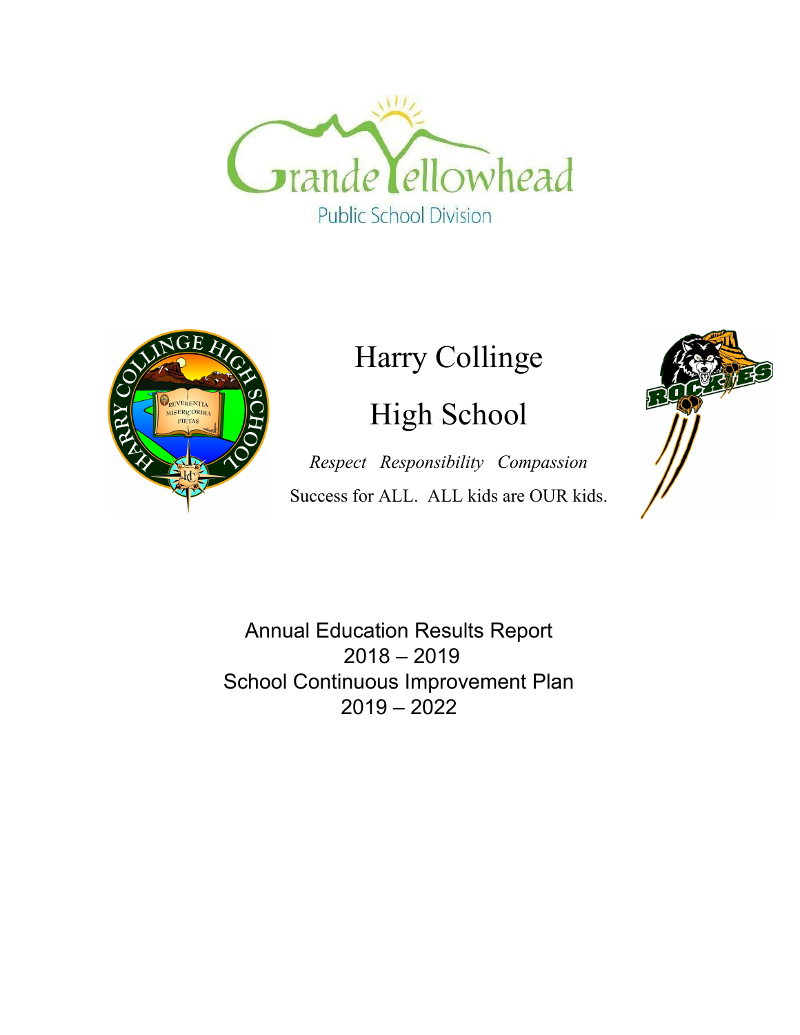Grande Yellowhead

Public School Division

# Harry Collinge High School

*Respect Responsibility Compassion*

Success for ALL. ALL kids are OUR kids.

## Annual Education Results Report
## 2018 – 2019
## School Continuous Improvement Plan
## 2019 – 2022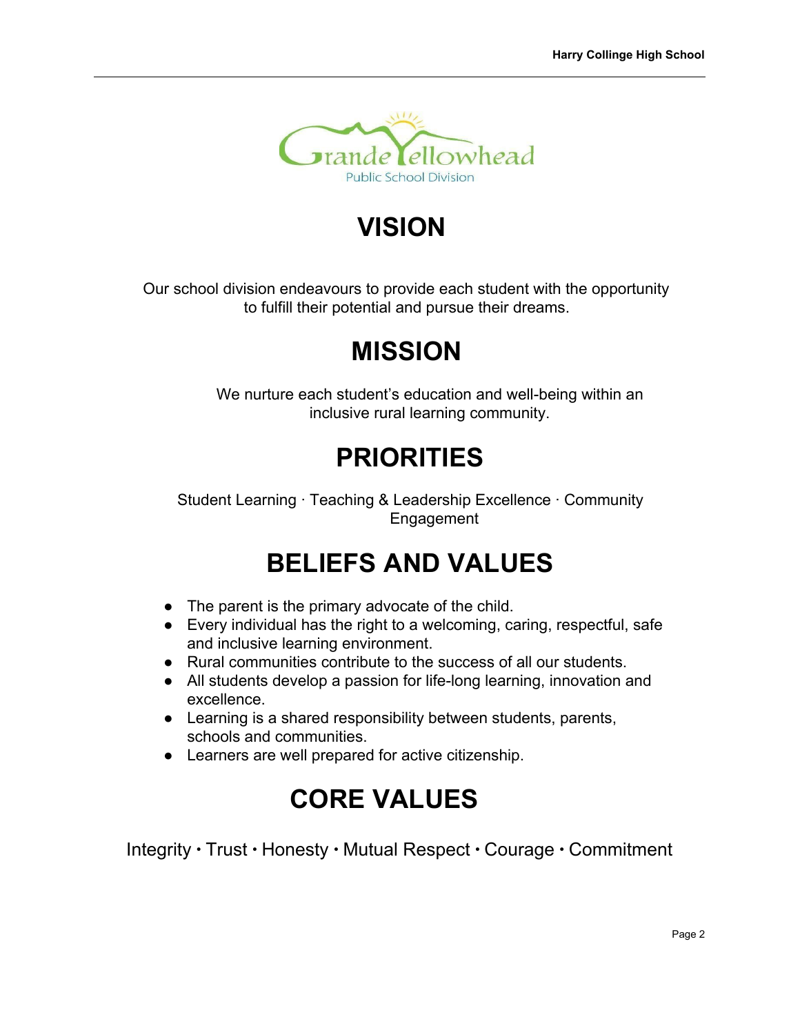# VISION

Our school division endeavours to provide each student with the opportunity to fulfill their potential and pursue their dreams.

# MISSION

We nurture each student's education and well-being within an inclusive rural learning community.

# PRIORITIES

Student Learning · Teaching & Leadership Excellence · Community Engagement

# BELIEFS AND VALUES

- The parent is the primary advocate of the child.
- Every individual has the right to a welcoming, caring, respectful, safe and inclusive learning environment.
- Rural communities contribute to the success of all our students.
- All students develop a passion for life-long learning, innovation and excellence.
- Learning is a shared responsibility between students, parents, schools and communities.
- Learners are well prepared for active citizenship.

# CORE VALUES

Integrity • Trust • Honesty • Mutual Respect • Courage • Commitment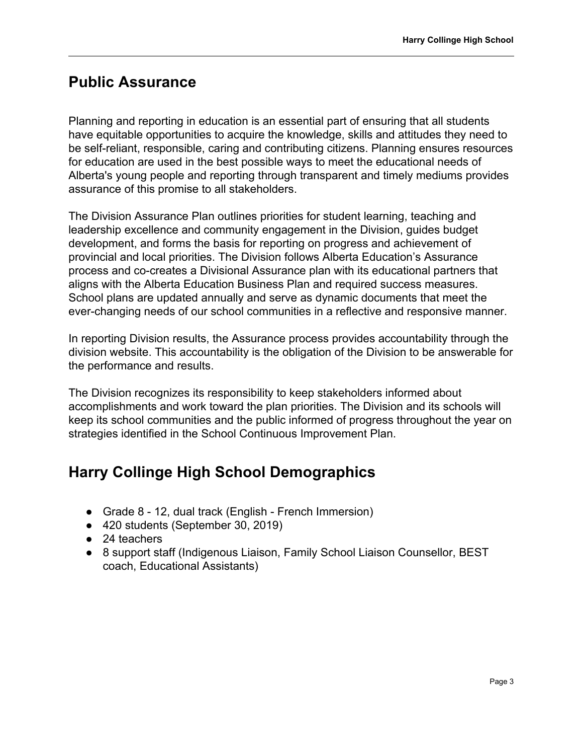## Public Assurance

Planning and reporting in education is an essential part of ensuring that all students have equitable opportunities to acquire the knowledge, skills and attitudes they need to be self-reliant, responsible, caring and contributing citizens. Planning ensures resources for education are used in the best possible ways to meet the educational needs of Alberta's young people and reporting through transparent and timely mediums provides assurance of this promise to all stakeholders.

The Division Assurance Plan outlines priorities for student learning, teaching and leadership excellence and community engagement in the Division, guides budget development, and forms the basis for reporting on progress and achievement of provincial and local priorities. The Division follows Alberta Education's Assurance process and co-creates a Divisional Assurance plan with its educational partners that aligns with the Alberta Education Business Plan and required success measures. School plans are updated annually and serve as dynamic documents that meet the ever-changing needs of our school communities in a reflective and responsive manner.

In reporting Division results, the Assurance process provides accountability through the division website. This accountability is the obligation of the Division to be answerable for the performance and results.

The Division recognizes its responsibility to keep stakeholders informed about accomplishments and work toward the plan priorities. The Division and its schools will keep its school communities and the public informed of progress throughout the year on strategies identified in the School Continuous Improvement Plan.

## Harry Collinge High School Demographics

- Grade 8 - 12, dual track (English - French Immersion)
- 420 students (September 30, 2019)
- 24 teachers
- 8 support staff (Indigenous Liaison, Family School Liaison Counsellor, BEST coach, Educational Assistants)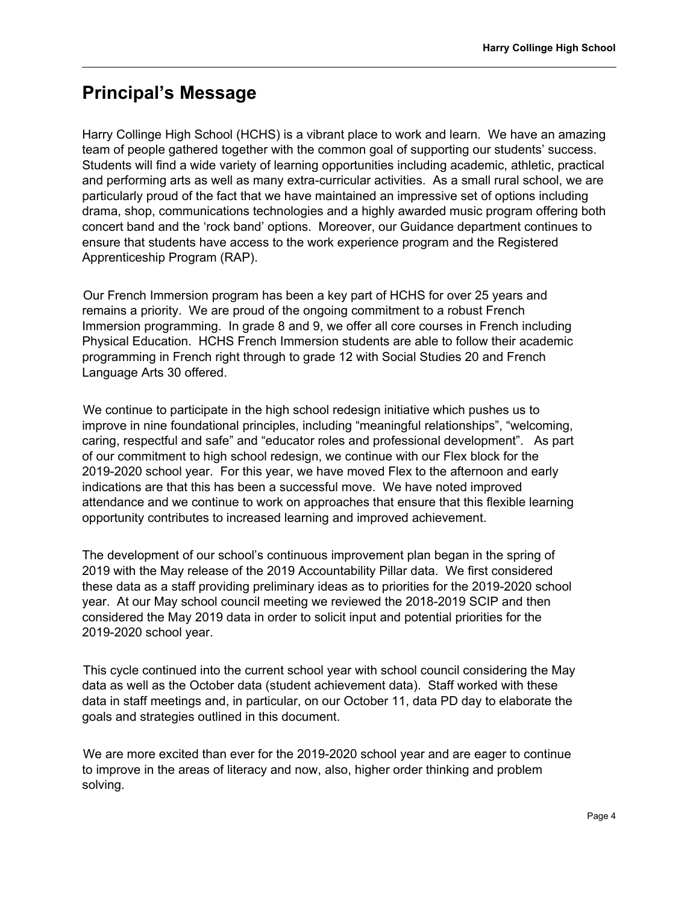## Principal's Message

Harry Collinge High School (HCHS) is a vibrant place to work and learn. We have an amazing team of people gathered together with the common goal of supporting our students' success. Students will find a wide variety of learning opportunities including academic, athletic, practical and performing arts as well as many extra-curricular activities. As a small rural school, we are particularly proud of the fact that we have maintained an impressive set of options including drama, shop, communications technologies and a highly awarded music program offering both concert band and the 'rock band' options. Moreover, our Guidance department continues to ensure that students have access to the work experience program and the Registered Apprenticeship Program (RAP).

Our French Immersion program has been a key part of HCHS for over 25 years and remains a priority. We are proud of the ongoing commitment to a robust French Immersion programming. In grade 8 and 9, we offer all core courses in French including Physical Education. HCHS French Immersion students are able to follow their academic programming in French right through to grade 12 with Social Studies 20 and French Language Arts 30 offered.

We continue to participate in the high school redesign initiative which pushes us to improve in nine foundational principles, including "meaningful relationships", "welcoming, caring, respectful and safe" and "educator roles and professional development". As part of our commitment to high school redesign, we continue with our Flex block for the 2019-2020 school year. For this year, we have moved Flex to the afternoon and early indications are that this has been a successful move. We have noted improved attendance and we continue to work on approaches that ensure that this flexible learning opportunity contributes to increased learning and improved achievement.

The development of our school's continuous improvement plan began in the spring of 2019 with the May release of the 2019 Accountability Pillar data. We first considered these data as a staff providing preliminary ideas as to priorities for the 2019-2020 school year. At our May school council meeting we reviewed the 2018-2019 SCIP and then considered the May 2019 data in order to solicit input and potential priorities for the 2019-2020 school year.

This cycle continued into the current school year with school council considering the May data as well as the October data (student achievement data). Staff worked with these data in staff meetings and, in particular, on our October 11, data PD day to elaborate the goals and strategies outlined in this document.

We are more excited than ever for the 2019-2020 school year and are eager to continue to improve in the areas of literacy and now, also, higher order thinking and problem solving.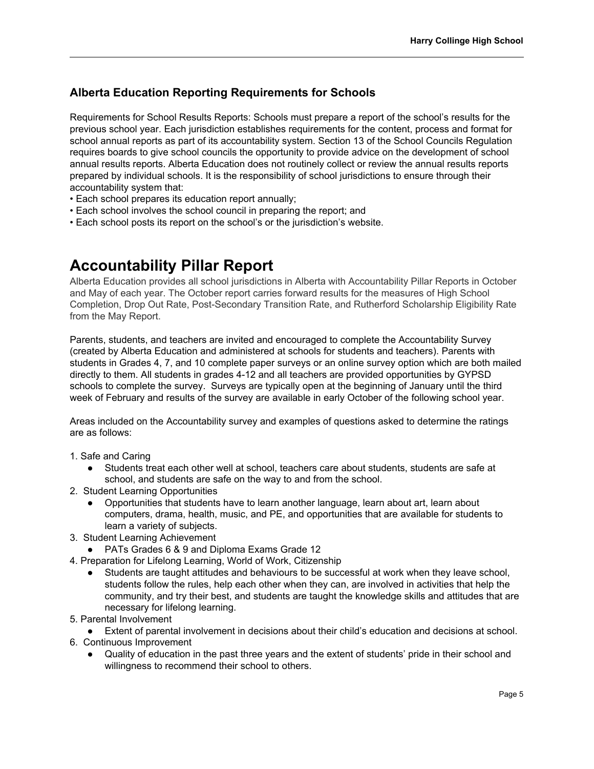### Alberta Education Reporting Requirements for Schools

Requirements for School Results Reports: Schools must prepare a report of the school's results for the previous school year. Each jurisdiction establishes requirements for the content, process and format for school annual reports as part of its accountability system. Section 13 of the School Councils Regulation requires boards to give school councils the opportunity to provide advice on the development of school annual results reports. Alberta Education does not routinely collect or review the annual results reports prepared by individual schools. It is the responsibility of school jurisdictions to ensure through their accountability system that:

• Each school prepares its education report annually;
• Each school involves the school council in preparing the report; and
• Each school posts its report on the school's or the jurisdiction's website.

# Accountability Pillar Report

Alberta Education provides all school jurisdictions in Alberta with Accountability Pillar Reports in October and May of each year. The October report carries forward results for the measures of High School Completion, Drop Out Rate, Post-Secondary Transition Rate, and Rutherford Scholarship Eligibility Rate from the May Report.

Parents, students, and teachers are invited and encouraged to complete the Accountability Survey (created by Alberta Education and administered at schools for students and teachers). Parents with students in Grades 4, 7, and 10 complete paper surveys or an online survey option which are both mailed directly to them. All students in grades 4-12 and all teachers are provided opportunities by GYPSD schools to complete the survey. Surveys are typically open at the beginning of January until the third week of February and results of the survey are available in early October of the following school year.

Areas included on the Accountability survey and examples of questions asked to determine the ratings are as follows:

1. Safe and Caring
    - Students treat each other well at school, teachers care about students, students are safe at school, and students are safe on the way to and from the school.
2. Student Learning Opportunities
    - Opportunities that students have to learn another language, learn about art, learn about computers, drama, health, music, and PE, and opportunities that are available for students to learn a variety of subjects.
3. Student Learning Achievement
    - PATs Grades 6 & 9 and Diploma Exams Grade 12
4. Preparation for Lifelong Learning, World of Work, Citizenship
    - Students are taught attitudes and behaviours to be successful at work when they leave school, students follow the rules, help each other when they can, are involved in activities that help the community, and try their best, and students are taught the knowledge skills and attitudes that are necessary for lifelong learning.
5. Parental Involvement
    - Extent of parental involvement in decisions about their child's education and decisions at school.
6. Continuous Improvement
    - Quality of education in the past three years and the extent of students' pride in their school and willingness to recommend their school to others.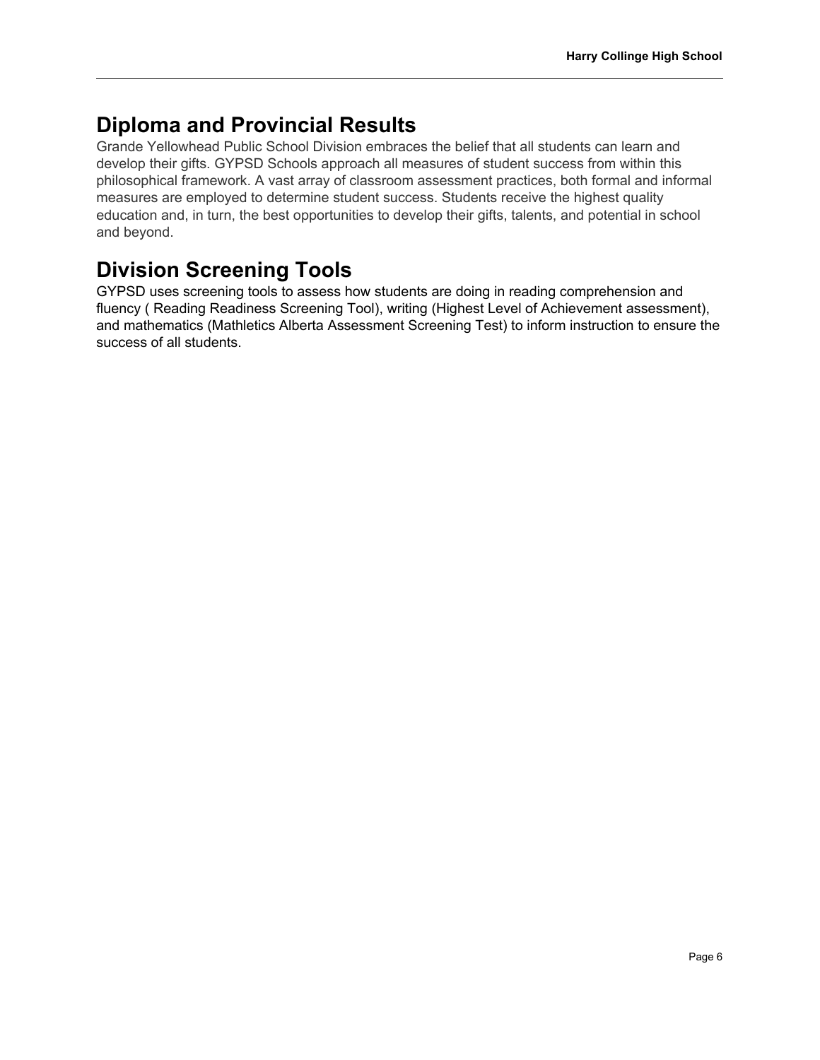## Diploma and Provincial Results

Grande Yellowhead Public School Division embraces the belief that all students can learn and develop their gifts. GYPSD Schools approach all measures of student success from within this philosophical framework. A vast array of classroom assessment practices, both formal and informal measures are employed to determine student success. Students receive the highest quality education and, in turn, the best opportunities to develop their gifts, talents, and potential in school and beyond.

## Division Screening Tools

GYPSD uses screening tools to assess how students are doing in reading comprehension and fluency ( Reading Readiness Screening Tool), writing (Highest Level of Achievement assessment), and mathematics (Mathletics Alberta Assessment Screening Test) to inform instruction to ensure the success of all students.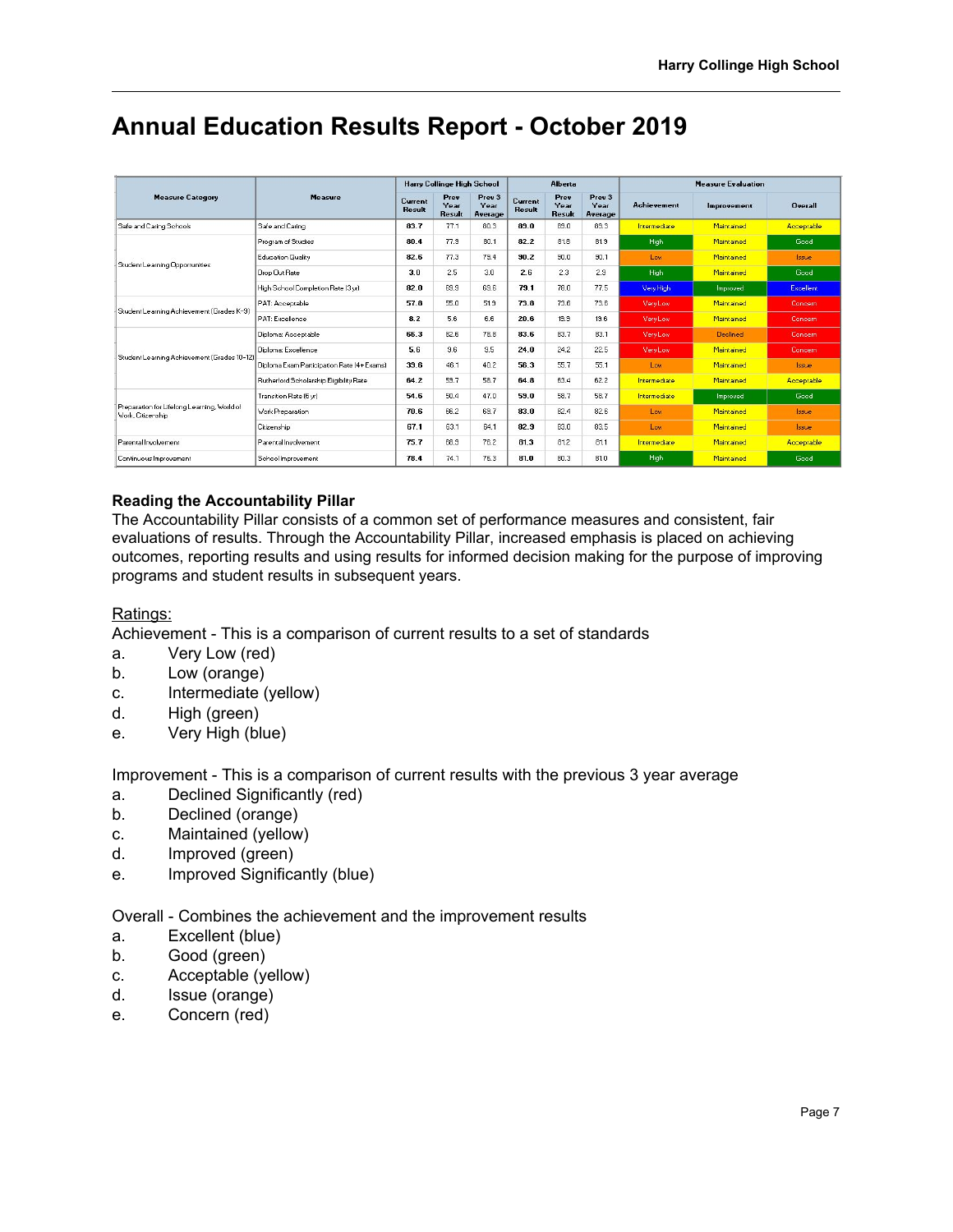# Annual Education Results Report - October 2019

| Measure Category | Measure | Harry Collinge High School | | | Alberta | | | Measure Evaluation | | |
|---|---|---|---|---|---|---|---|---|---|---|
| | | Current Result | Prev Year Result | Prev 3 Year Average | Current Result | Prev Year Result | Prev 3 Year Average | Achievement | Improvement | Overall |
| Safe and Caring Schools | Safe and Caring | 83.7 | 77.1 | 80.3 | 89.0 | 89.0 | 89.3 | Intermediate | Maintained | Acceptable |
| Student Learning Opportunities | Program of Studies | 80.4 | 77.9 | 80.1 | 82.2 | 81.8 | 81.9 | High | Maintained | Good |
| | Education Quality | 82.6 | 77.3 | 79.4 | 90.2 | 90.0 | 90.1 | Low | Maintained | Issue |
| | Drop Out Rate | 3.0 | 2.5 | 3.0 | 2.6 | 2.3 | 2.9 | High | Maintained | Good |
| | High School Completion Rate (3 yr) | 82.0 | 69.9 | 69.6 | 79.1 | 78.0 | 77.5 | Very High | Improved | Excellent |
| Student Learning Achievement (Grades K-9) | PAT: Acceptable | 57.8 | 55.0 | 51.9 | 73.8 | 73.6 | 73.6 | Very Low | Maintained | Concern |
| | PAT: Excellence | 8.2 | 5.6 | 6.6 | 20.6 | 19.9 | 19.6 | Very Low | Maintained | Concern |
| Student Learning Achievement (Grades 10-12) | Diploma: Acceptable | 66.3 | 82.6 | 78.8 | 83.6 | 83.7 | 83.1 | Very Low | Declined | Concern |
| | Diploma: Excellence | 5.6 | 9.6 | 9.5 | 24.0 | 24.2 | 22.5 | Very Low | Maintained | Concern |
| | Diploma Exam Participation Rate (4+ Exams) | 39.6 | 46.1 | 40.2 | 56.3 | 55.7 | 55.1 | Low | Maintained | Issue |
| | Rutherford Scholarship Eligibility Rate | 64.2 | 59.7 | 58.7 | 64.8 | 63.4 | 62.2 | Intermediate | Maintained | Acceptable |
| Preparation for Lifelong Learning, World of Work, Citizenship | Transition Rate (6 yr) | 54.6 | 50.4 | 47.0 | 59.0 | 58.7 | 58.7 | Intermediate | Improved | Good |
| | Work Preparation | 70.6 | 66.2 | 69.7 | 83.0 | 82.4 | 82.6 | Low | Maintained | Issue |
| | Citizenship | 67.1 | 63.1 | 64.1 | 82.9 | 83.0 | 83.5 | Low | Maintained | Issue |
| Parental Involvement | Parental Involvement | 75.7 | 66.9 | 70.2 | 81.3 | 81.2 | 81.1 | Intermediate | Maintained | Acceptable |
| Continuous Improvement | School Improvement | 78.4 | 74.1 | 75.3 | 81.0 | 80.3 | 81.0 | High | Maintained | Good |

**Reading the Accountability Pillar**
The Accountability Pillar consists of a common set of performance measures and consistent, fair evaluations of results. Through the Accountability Pillar, increased emphasis is placed on achieving outcomes, reporting results and using results for informed decision making for the purpose of improving programs and student results in subsequent years.

Ratings:
Achievement - This is a comparison of current results to a set of standards
a. Very Low (red)
b. Low (orange)
c. Intermediate (yellow)
d. High (green)
e. Very High (blue)

Improvement - This is a comparison of current results with the previous 3 year average
a. Declined Significantly (red)
b. Declined (orange)
c. Maintained (yellow)
d. Improved (green)
e. Improved Significantly (blue)

Overall - Combines the achievement and the improvement results
a. Excellent (blue)
b. Good (green)
c. Acceptable (yellow)
d. Issue (orange)
e. Concern (red)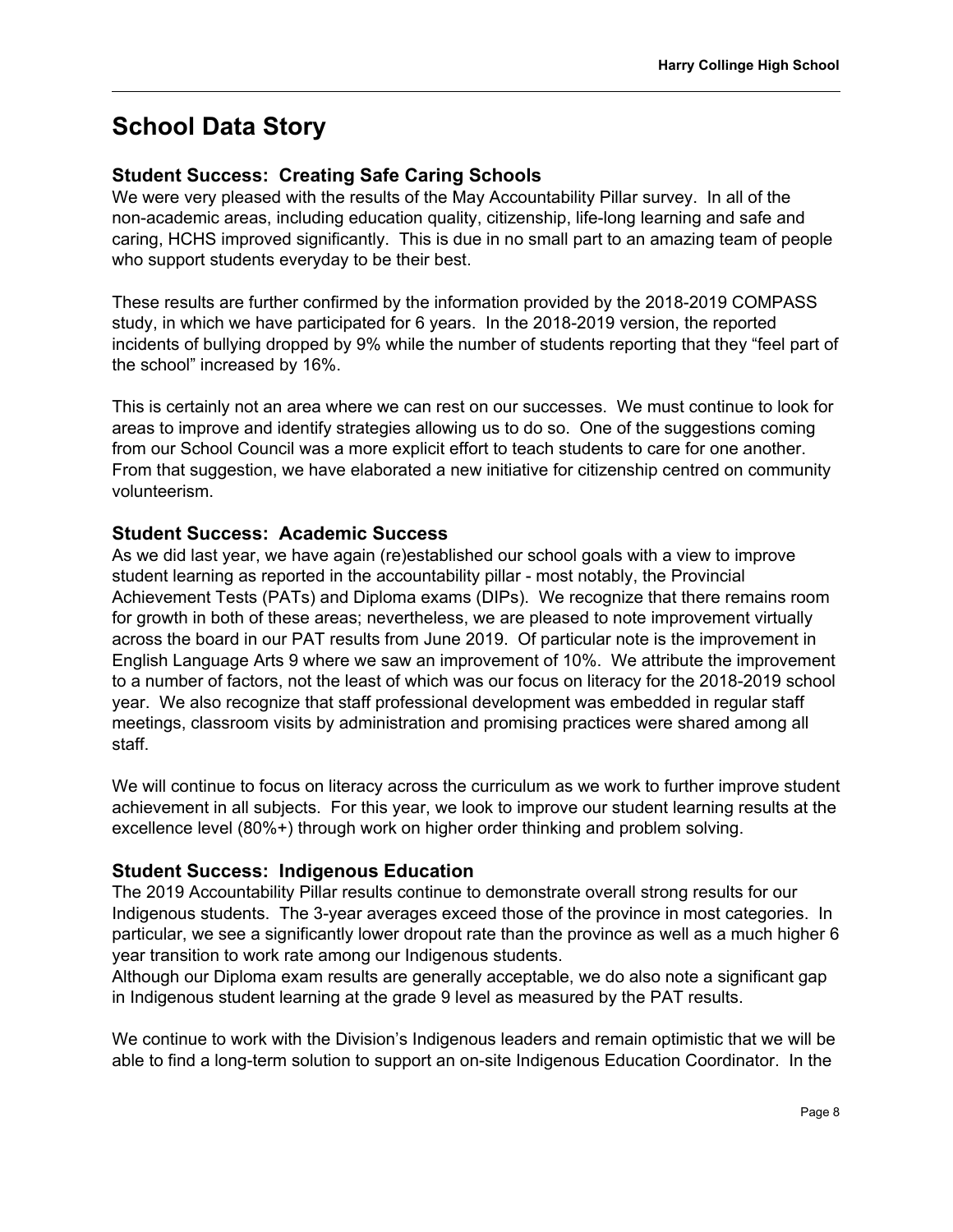# School Data Story

## Student Success: Creating Safe Caring Schools

We were very pleased with the results of the May Accountability Pillar survey. In all of the non-academic areas, including education quality, citizenship, life-long learning and safe and caring, HCHS improved significantly. This is due in no small part to an amazing team of people who support students everyday to be their best.

These results are further confirmed by the information provided by the 2018-2019 COMPASS study, in which we have participated for 6 years. In the 2018-2019 version, the reported incidents of bullying dropped by 9% while the number of students reporting that they "feel part of the school" increased by 16%.

This is certainly not an area where we can rest on our successes. We must continue to look for areas to improve and identify strategies allowing us to do so. One of the suggestions coming from our School Council was a more explicit effort to teach students to care for one another. From that suggestion, we have elaborated a new initiative for citizenship centred on community volunteerism.

## Student Success: Academic Success

As we did last year, we have again (re)established our school goals with a view to improve student learning as reported in the accountability pillar - most notably, the Provincial Achievement Tests (PATs) and Diploma exams (DIPs). We recognize that there remains room for growth in both of these areas; nevertheless, we are pleased to note improvement virtually across the board in our PAT results from June 2019. Of particular note is the improvement in English Language Arts 9 where we saw an improvement of 10%. We attribute the improvement to a number of factors, not the least of which was our focus on literacy for the 2018-2019 school year. We also recognize that staff professional development was embedded in regular staff meetings, classroom visits by administration and promising practices were shared among all staff.

We will continue to focus on literacy across the curriculum as we work to further improve student achievement in all subjects. For this year, we look to improve our student learning results at the excellence level (80%+) through work on higher order thinking and problem solving.

## Student Success: Indigenous Education

The 2019 Accountability Pillar results continue to demonstrate overall strong results for our Indigenous students. The 3-year averages exceed those of the province in most categories. In particular, we see a significantly lower dropout rate than the province as well as a much higher 6 year transition to work rate among our Indigenous students.
Although our Diploma exam results are generally acceptable, we do also note a significant gap in Indigenous student learning at the grade 9 level as measured by the PAT results.

We continue to work with the Division's Indigenous leaders and remain optimistic that we will be able to find a long-term solution to support an on-site Indigenous Education Coordinator. In the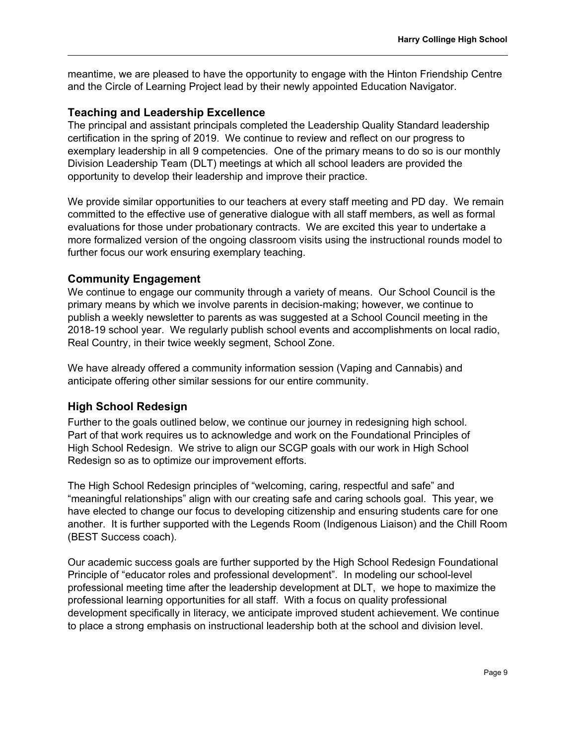meantime, we are pleased to have the opportunity to engage with the Hinton Friendship Centre and the Circle of Learning Project lead by their newly appointed Education Navigator.

### Teaching and Leadership Excellence

The principal and assistant principals completed the Leadership Quality Standard leadership certification in the spring of 2019. We continue to review and reflect on our progress to exemplary leadership in all 9 competencies. One of the primary means to do so is our monthly Division Leadership Team (DLT) meetings at which all school leaders are provided the opportunity to develop their leadership and improve their practice.

We provide similar opportunities to our teachers at every staff meeting and PD day. We remain committed to the effective use of generative dialogue with all staff members, as well as formal evaluations for those under probationary contracts. We are excited this year to undertake a more formalized version of the ongoing classroom visits using the instructional rounds model to further focus our work ensuring exemplary teaching.

### Community Engagement

We continue to engage our community through a variety of means. Our School Council is the primary means by which we involve parents in decision-making; however, we continue to publish a weekly newsletter to parents as was suggested at a School Council meeting in the 2018-19 school year. We regularly publish school events and accomplishments on local radio, Real Country, in their twice weekly segment, School Zone.

We have already offered a community information session (Vaping and Cannabis) and anticipate offering other similar sessions for our entire community.

### High School Redesign

Further to the goals outlined below, we continue our journey in redesigning high school. Part of that work requires us to acknowledge and work on the Foundational Principles of High School Redesign. We strive to align our SCGP goals with our work in High School Redesign so as to optimize our improvement efforts.

The High School Redesign principles of "welcoming, caring, respectful and safe" and "meaningful relationships" align with our creating safe and caring schools goal. This year, we have elected to change our focus to developing citizenship and ensuring students care for one another. It is further supported with the Legends Room (Indigenous Liaison) and the Chill Room (BEST Success coach).

Our academic success goals are further supported by the High School Redesign Foundational Principle of "educator roles and professional development". In modeling our school-level professional meeting time after the leadership development at DLT, we hope to maximize the professional learning opportunities for all staff. With a focus on quality professional development specifically in literacy, we anticipate improved student achievement. We continue to place a strong emphasis on instructional leadership both at the school and division level.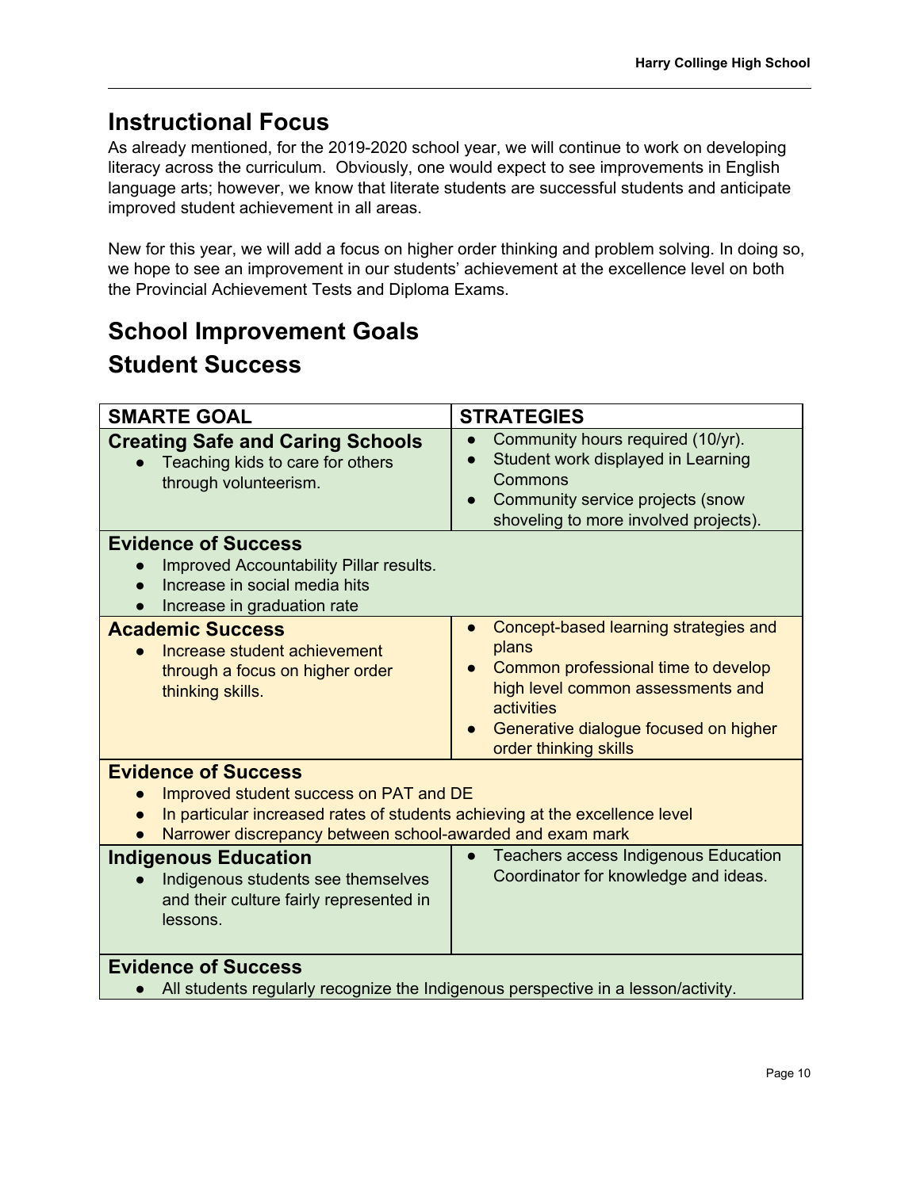## Instructional Focus

As already mentioned, for the 2019-2020 school year, we will continue to work on developing literacy across the curriculum. Obviously, one would expect to see improvements in English language arts; however, we know that literate students are successful students and anticipate improved student achievement in all areas.

New for this year, we will add a focus on higher order thinking and problem solving. In doing so, we hope to see an improvement in our students' achievement at the excellence level on both the Provincial Achievement Tests and Diploma Exams.

## School Improvement Goals

## Student Success

| SMARTE GOAL | STRATEGIES |
|---|---|
| **Creating Safe and Caring Schools**<br>• Teaching kids to care for others through volunteerism. | • Community hours required (10/yr).<br>• Student work displayed in Learning Commons<br>• Community service projects (snow shoveling to more involved projects). |
| **Evidence of Success**<br>• Improved Accountability Pillar results.<br>• Increase in social media hits<br>• Increase in graduation rate | |
| **Academic Success**<br>• Increase student achievement through a focus on higher order thinking skills. | • Concept-based learning strategies and plans<br>• Common professional time to develop high level common assessments and activities<br>• Generative dialogue focused on higher order thinking skills |
| **Evidence of Success**<br>• Improved student success on PAT and DE<br>• In particular increased rates of students achieving at the excellence level<br>• Narrower discrepancy between school-awarded and exam mark | |
| **Indigenous Education**<br>• Indigenous students see themselves and their culture fairly represented in lessons. | • Teachers access Indigenous Education Coordinator for knowledge and ideas. |
| **Evidence of Success**<br>• All students regularly recognize the Indigenous perspective in a lesson/activity. | |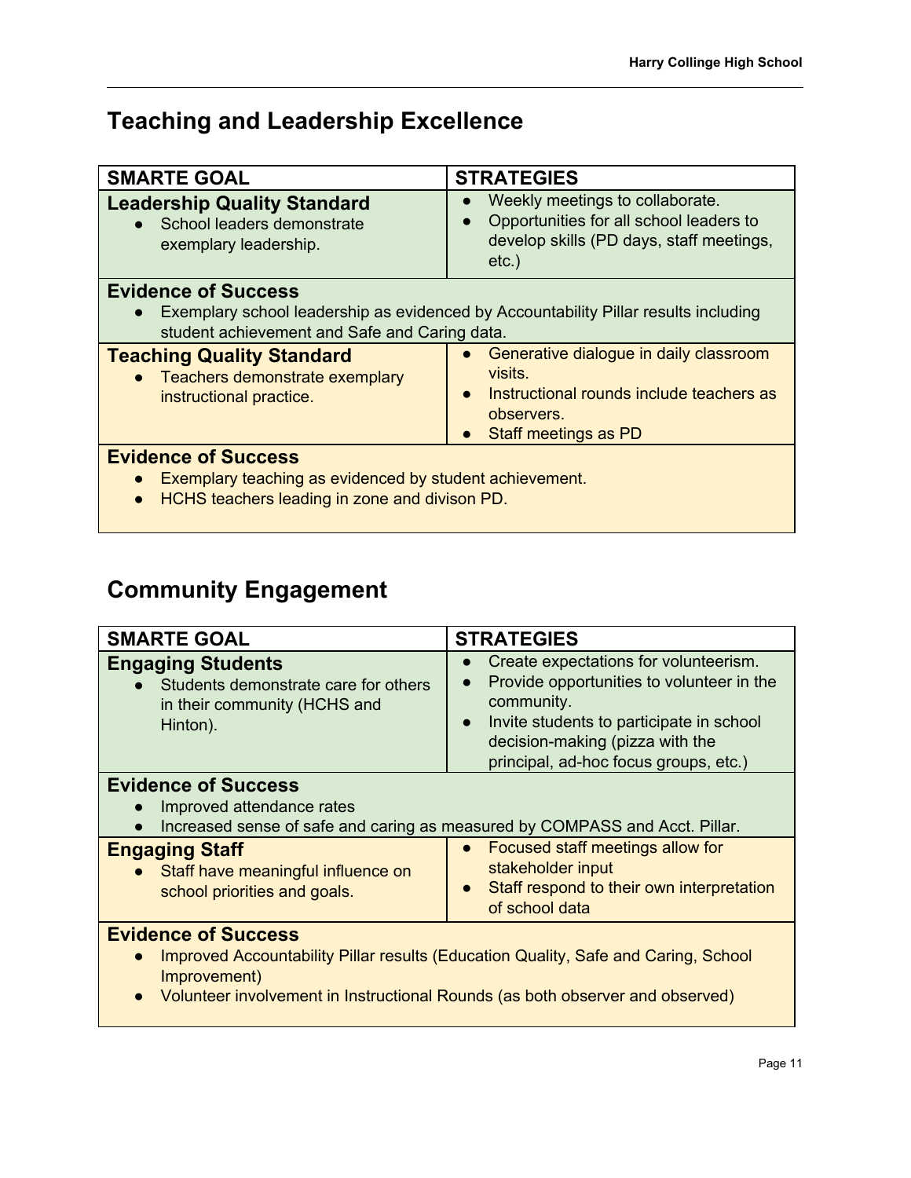## Teaching and Leadership Excellence

| SMARTE GOAL | STRATEGIES |
|---|---|
| **Leadership Quality Standard**<br>• School leaders demonstrate exemplary leadership. | • Weekly meetings to collaborate.<br>• Opportunities for all school leaders to develop skills (PD days, staff meetings, etc.) |
| **Evidence of Success**<br>• Exemplary school leadership as evidenced by Accountability Pillar results including student achievement and Safe and Caring data. | |
| **Teaching Quality Standard**<br>• Teachers demonstrate exemplary instructional practice. | • Generative dialogue in daily classroom visits.<br>• Instructional rounds include teachers as observers.<br>• Staff meetings as PD |
| **Evidence of Success**<br>• Exemplary teaching as evidenced by student achievement.<br>• HCHS teachers leading in zone and divison PD. | |

## Community Engagement

| SMARTE GOAL | STRATEGIES |
|---|---|
| **Engaging Students**<br>• Students demonstrate care for others in their community (HCHS and Hinton). | • Create expectations for volunteerism.<br>• Provide opportunities to volunteer in the community.<br>• Invite students to participate in school decision-making (pizza with the principal, ad-hoc focus groups, etc.) |
| **Evidence of Success**<br>• Improved attendance rates<br>• Increased sense of safe and caring as measured by COMPASS and Acct. Pillar. | |
| **Engaging Staff**<br>• Staff have meaningful influence on school priorities and goals. | • Focused staff meetings allow for stakeholder input<br>• Staff respond to their own interpretation of school data |
| **Evidence of Success**<br>• Improved Accountability Pillar results (Education Quality, Safe and Caring, School Improvement)<br>• Volunteer involvement in Instructional Rounds (as both observer and observed) | |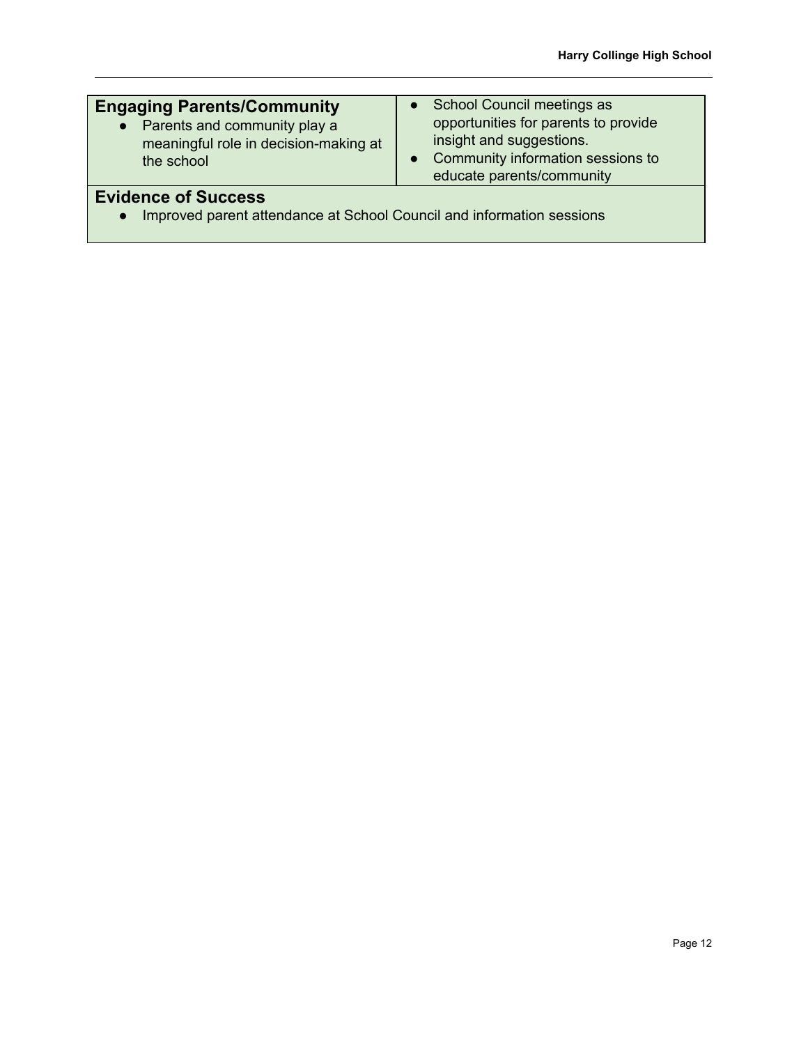| | |
|---|---|
| **Engaging Parents/Community**<br>• Parents and community play a meaningful role in decision-making at the school | • School Council meetings as opportunities for parents to provide insight and suggestions.<br>• Community information sessions to educate parents/community |
| **Evidence of Success**<br>• Improved parent attendance at School Council and information sessions | |